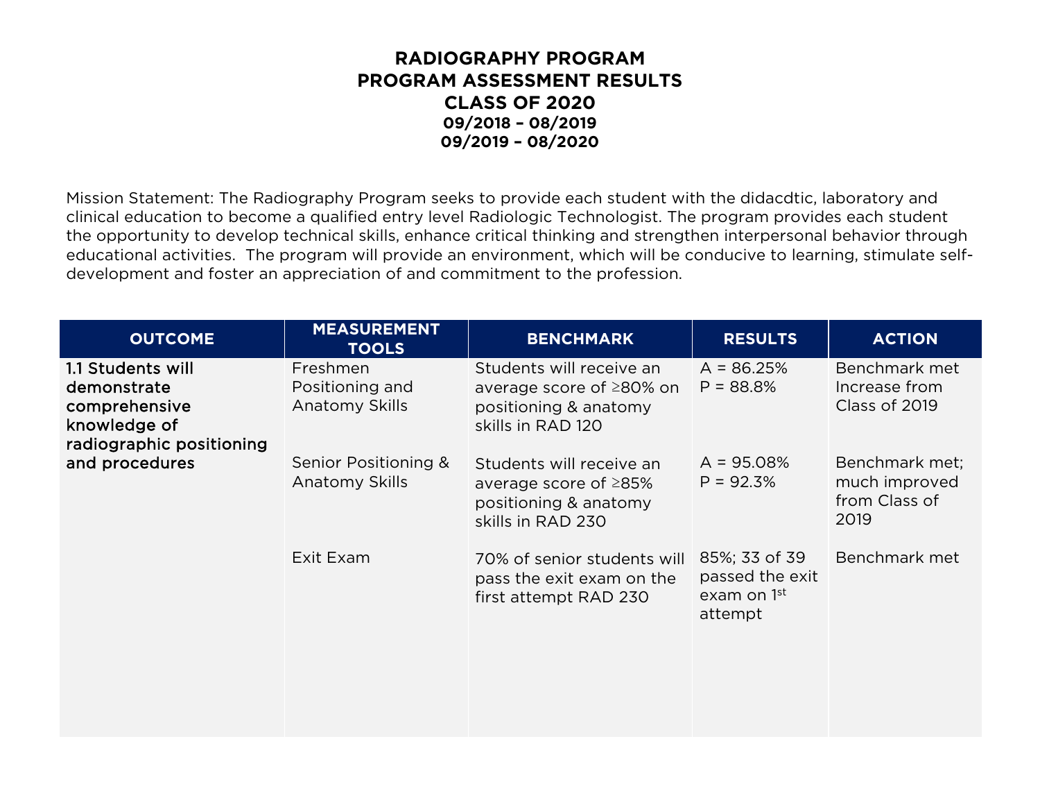# RADIOGRAPHY PROGRAM
# PROGRAM ASSESSMENT RESULTS
# CLASS OF 2020
### 09/2018 – 08/2019
### 09/2019 – 08/2020

Mission Statement: The Radiography Program seeks to provide each student with the didacdtic, laboratory and clinical education to become a qualified entry level Radiologic Technologist. The program provides each student the opportunity to develop technical skills, enhance critical thinking and strengthen interpersonal behavior through educational activities. The program will provide an environment, which will be conducive to learning, stimulate self-development and foster an appreciation of and commitment to the profession.

| OUTCOME | MEASUREMENT TOOLS | BENCHMARK | RESULTS | ACTION |
| --- | --- | --- | --- | --- |
| **1.1 Students will demonstrate comprehensive knowledge of radiographic positioning and procedures** | Freshmen Positioning and Anatomy Skills | Students will receive an average score of ≥80% on positioning & anatomy skills in RAD 120 | A = 86.25%<br>P = 88.8% | Benchmark met Increase from Class of 2019 |
| | Senior Positioning & Anatomy Skills | Students will receive an average score of ≥85% positioning & anatomy skills in RAD 230 | A = 95.08%<br>P = 92.3% | Benchmark met; much improved from Class of 2019 |
| | Exit Exam | 70% of senior students will pass the exit exam on the first attempt RAD 230 | 85%; 33 of 39 passed the exit exam on 1st attempt | Benchmark met |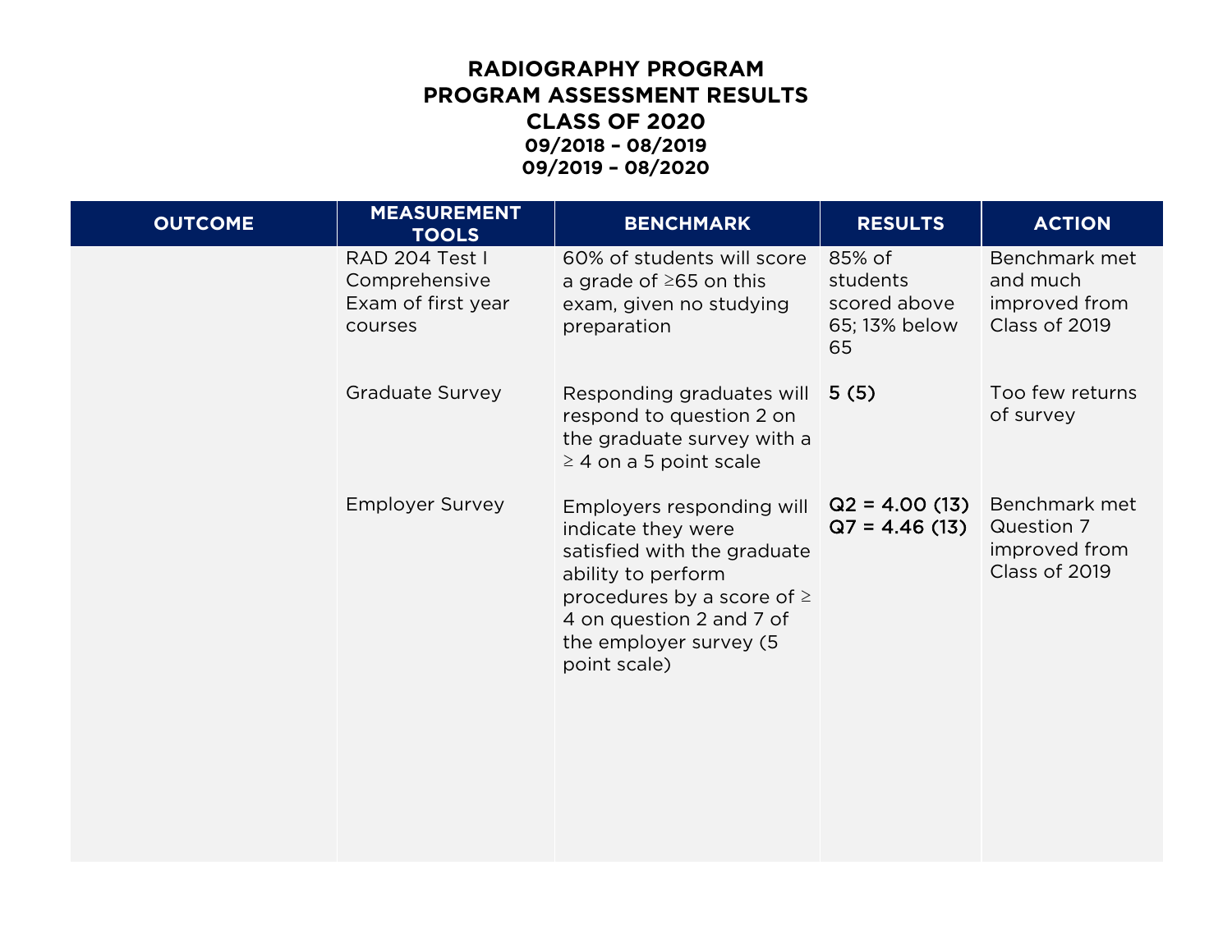# RADIOGRAPHY PROGRAM
# PROGRAM ASSESSMENT RESULTS
# CLASS OF 2020
### 09/2018 – 08/2019
### 09/2019 – 08/2020

| OUTCOME | MEASUREMENT TOOLS | BENCHMARK | RESULTS | ACTION |
|---|---|---|---|---|
| | RAD 204 Test I Comprehensive Exam of first year courses | 60% of students will score a grade of ≥65 on this exam, given no studying preparation | 85% of students scored above 65; 13% below 65 | Benchmark met and much improved from Class of 2019 |
| | Graduate Survey | Responding graduates will respond to question 2 on the graduate survey with a ≥ 4 on a 5 point scale | 5 (5) | Too few returns of survey |
| | Employer Survey | Employers responding will indicate they were satisfied with the graduate ability to perform procedures by a score of ≥ 4 on question 2 and 7 of the employer survey (5 point scale) | Q2 = 4.00 (13)<br>Q7 = 4.46 (13) | Benchmark met Question 7 improved from Class of 2019 |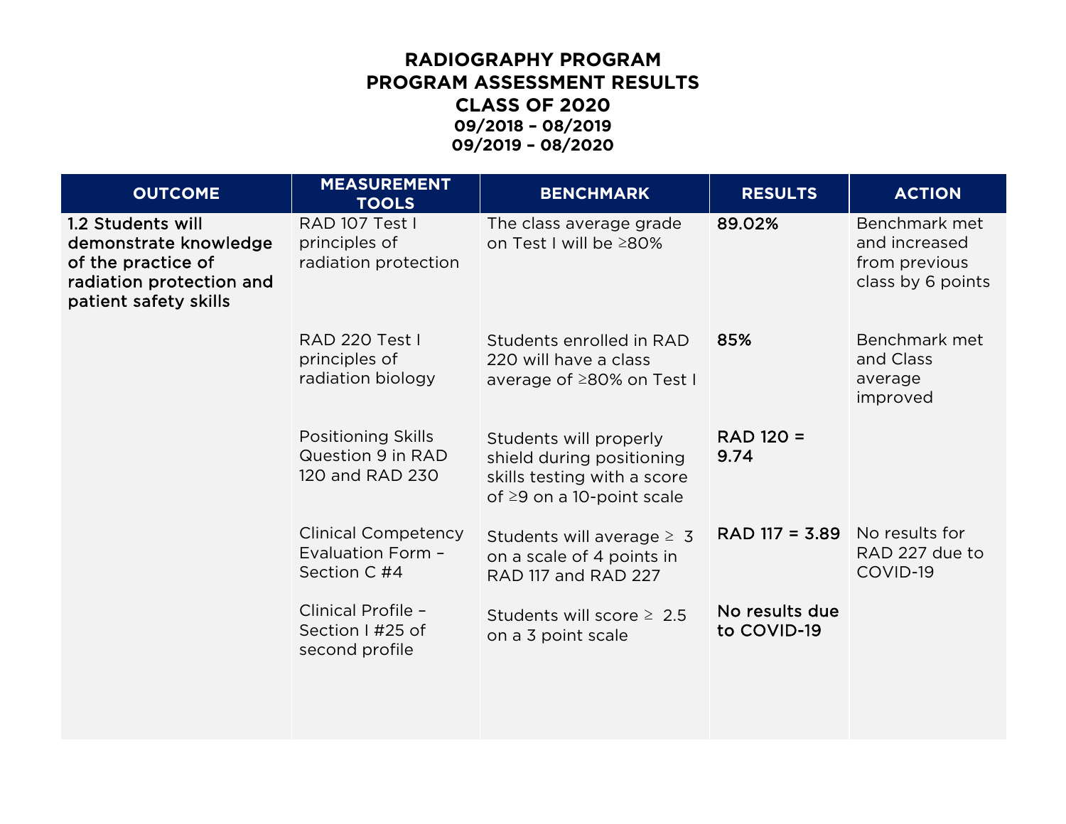# RADIOGRAPHY PROGRAM
# PROGRAM ASSESSMENT RESULTS
# CLASS OF 2020
### 09/2018 – 08/2019
### 09/2019 – 08/2020

| OUTCOME | MEASUREMENT TOOLS | BENCHMARK | RESULTS | ACTION |
| --- | --- | --- | --- | --- |
| 1.2 Students will demonstrate knowledge of the practice of radiation protection and patient safety skills | RAD 107 Test I principles of radiation protection | The class average grade on Test I will be ≥80% | 89.02% | Benchmark met and increased from previous class by 6 points |
| | RAD 220 Test I principles of radiation biology | Students enrolled in RAD 220 will have a class average of ≥80% on Test I | 85% | Benchmark met and Class average improved |
| | Positioning Skills Question 9 in RAD 120 and RAD 230 | Students will properly shield during positioning skills testing with a score of ≥9 on a 10-point scale | RAD 120 = 9.74 | |
| | Clinical Competency Evaluation Form – Section C #4 | Students will average ≥ 3 on a scale of 4 points in RAD 117 and RAD 227 | RAD 117 = 3.89 | No results for RAD 227 due to COVID-19 |
| | Clinical Profile – Section I #25 of second profile | Students will score ≥ 2.5 on a 3 point scale | No results due to COVID-19 | |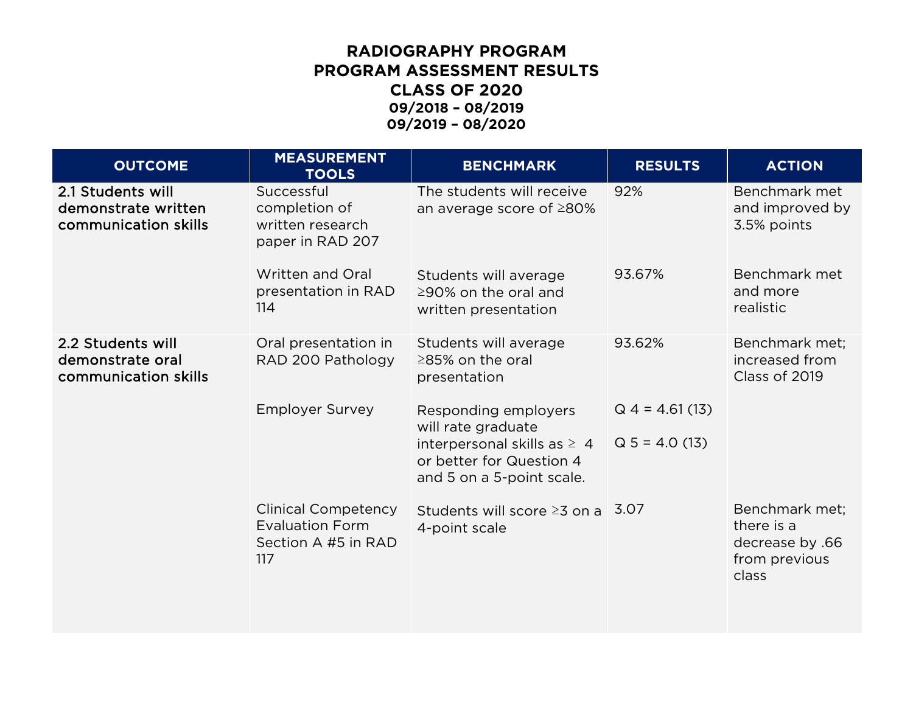# RADIOGRAPHY PROGRAM
# PROGRAM ASSESSMENT RESULTS
# CLASS OF 2020
### 09/2018 – 08/2019
### 09/2019 – 08/2020

| OUTCOME | MEASUREMENT TOOLS | BENCHMARK | RESULTS | ACTION |
|---|---|---|---|---|
| 2.1 Students will demonstrate written communication skills | Successful completion of written research paper in RAD 207 | The students will receive an average score of ≥80% | 92% | Benchmark met and improved by 3.5% points |
| | Written and Oral presentation in RAD 114 | Students will average ≥90% on the oral and written presentation | 93.67% | Benchmark met and more realistic |
| 2.2 Students will demonstrate oral communication skills | Oral presentation in RAD 200 Pathology | Students will average ≥85% on the oral presentation | 93.62% | Benchmark met; increased from Class of 2019 |
| | Employer Survey | Responding employers will rate graduate interpersonal skills as ≥ 4 or better for Question 4 and 5 on a 5-point scale. | Q 4 = 4.61 (13)<br>Q 5 = 4.0 (13) | |
| | Clinical Competency Evaluation Form Section A #5 in RAD 117 | Students will score ≥3 on a 4-point scale | 3.07 | Benchmark met; there is a decrease by .66 from previous class |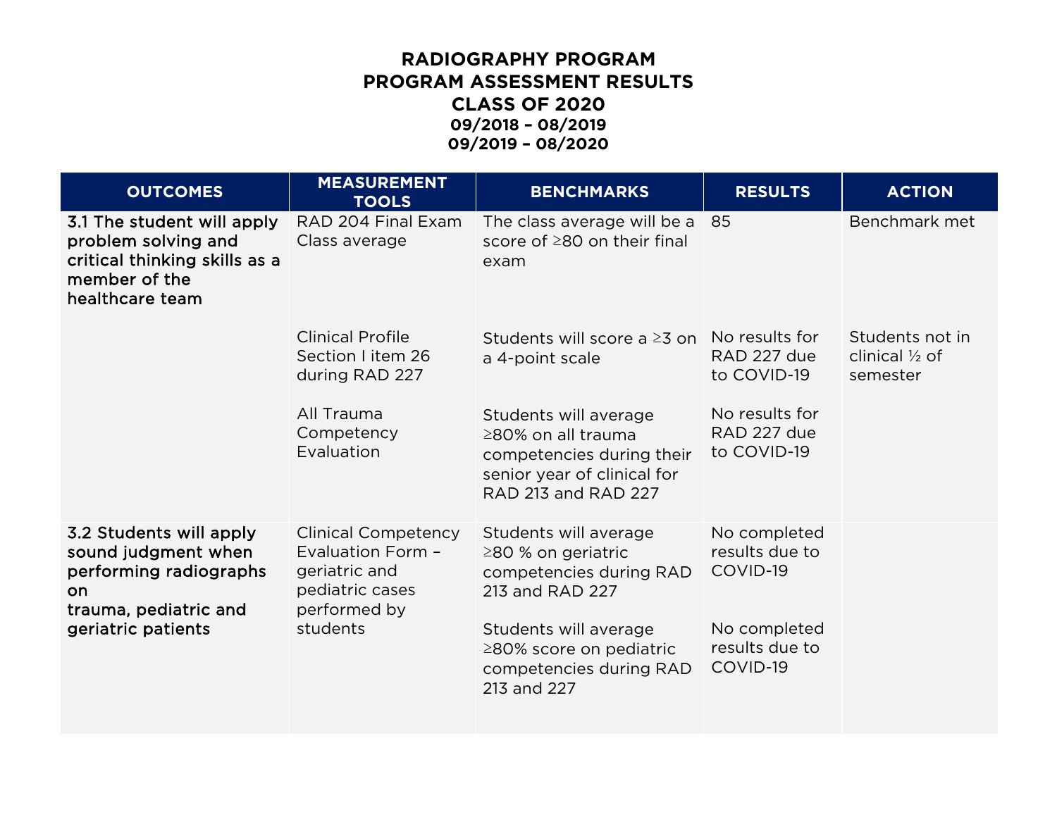# RADIOGRAPHY PROGRAM
# PROGRAM ASSESSMENT RESULTS
# CLASS OF 2020
## 09/2018 – 08/2019
## 09/2019 – 08/2020

| OUTCOMES | MEASUREMENT TOOLS | BENCHMARKS | RESULTS | ACTION |
|---|---|---|---|---|
| 3.1 The student will apply problem solving and critical thinking skills as a member of the healthcare team | RAD 204 Final Exam Class average | The class average will be a score of ≥80 on their final exam | 85 | Benchmark met |
| | Clinical Profile Section I item 26 during RAD 227 | Students will score a ≥3 on a 4-point scale | No results for RAD 227 due to COVID-19 | Students not in clinical ½ of semester |
| | All Trauma Competency Evaluation | Students will average ≥80% on all trauma competencies during their senior year of clinical for RAD 213 and RAD 227 | No results for RAD 227 due to COVID-19 | |
| 3.2 Students will apply sound judgment when performing radiographs on trauma, pediatric and geriatric patients | Clinical Competency Evaluation Form – geriatric and pediatric cases performed by students | Students will average ≥80 % on geriatric competencies during RAD 213 and RAD 227 | No completed results due to COVID-19 | |
| | | Students will average ≥80% score on pediatric competencies during RAD 213 and 227 | No completed results due to COVID-19 | |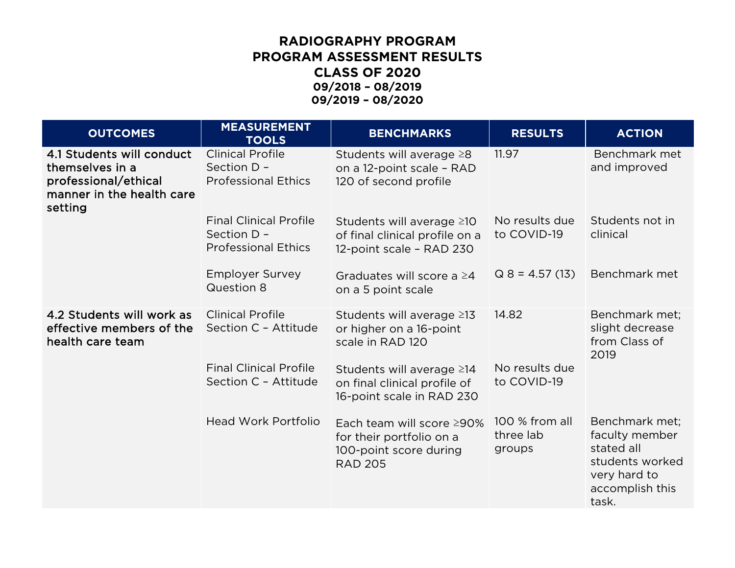# RADIOGRAPHY PROGRAM
# PROGRAM ASSESSMENT RESULTS
# CLASS OF 2020
### 09/2018 – 08/2019
### 09/2019 – 08/2020

| OUTCOMES | MEASUREMENT TOOLS | BENCHMARKS | RESULTS | ACTION |
|---|---|---|---|---|
| **4.1 Students will conduct themselves in a professional/ethical manner in the health care setting** | Clinical Profile Section D – Professional Ethics | Students will average ≥8 on a 12-point scale – RAD 120 of second profile | 11.97 | Benchmark met and improved |
| | Final Clinical Profile Section D – Professional Ethics | Students will average ≥10 of final clinical profile on a 12-point scale – RAD 230 | No results due to COVID-19 | Students not in clinical |
| | Employer Survey Question 8 | Graduates will score a ≥4 on a 5 point scale | Q 8 = 4.57 (13) | Benchmark met |
| 4.2 Students will work as effective members of the health care team | Clinical Profile Section C – Attitude | Students will average ≥13 or higher on a 16-point scale in RAD 120 | 14.82 | Benchmark met; slight decrease from Class of 2019 |
| | Final Clinical Profile Section C – Attitude | Students will average ≥14 on final clinical profile of 16-point scale in RAD 230 | No results due to COVID-19 | |
| | Head Work Portfolio | Each team will score ≥90% for their portfolio on a 100-point score during RAD 205 | 100 % from all three lab groups | Benchmark met; faculty member stated all students worked very hard to accomplish this task. |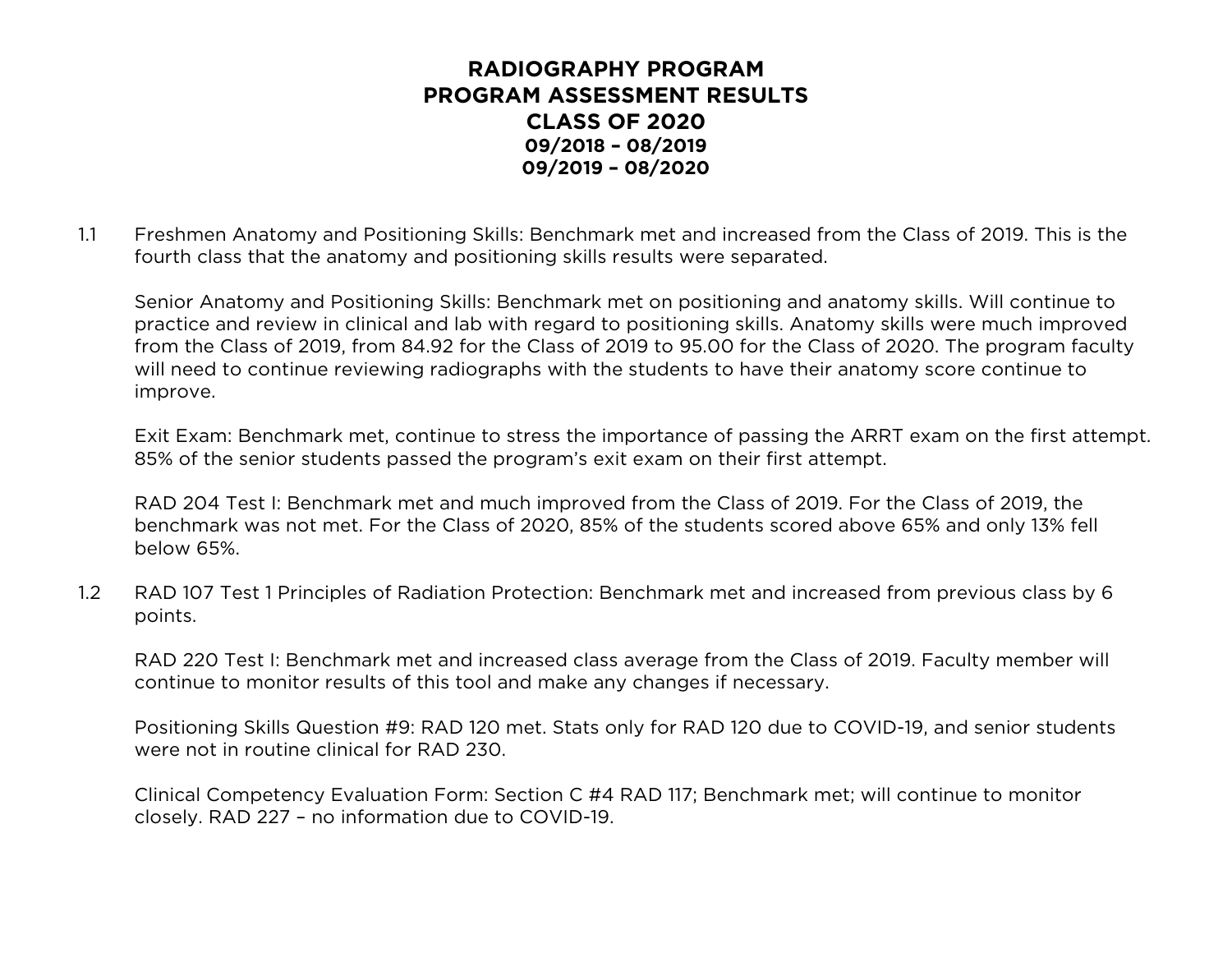# RADIOGRAPHY PROGRAM
# PROGRAM ASSESSMENT RESULTS
# CLASS OF 2020

**09/2018 – 08/2019**
**09/2019 – 08/2020**

1.1 Freshmen Anatomy and Positioning Skills: Benchmark met and increased from the Class of 2019. This is the fourth class that the anatomy and positioning skills results were separated.

Senior Anatomy and Positioning Skills: Benchmark met on positioning and anatomy skills. Will continue to practice and review in clinical and lab with regard to positioning skills. Anatomy skills were much improved from the Class of 2019, from 84.92 for the Class of 2019 to 95.00 for the Class of 2020. The program faculty will need to continue reviewing radiographs with the students to have their anatomy score continue to improve.

Exit Exam: Benchmark met, continue to stress the importance of passing the ARRT exam on the first attempt. 85% of the senior students passed the program's exit exam on their first attempt.

RAD 204 Test I: Benchmark met and much improved from the Class of 2019. For the Class of 2019, the benchmark was not met. For the Class of 2020, 85% of the students scored above 65% and only 13% fell below 65%.

1.2 RAD 107 Test 1 Principles of Radiation Protection: Benchmark met and increased from previous class by 6 points.

RAD 220 Test I: Benchmark met and increased class average from the Class of 2019. Faculty member will continue to monitor results of this tool and make any changes if necessary.

Positioning Skills Question #9: RAD 120 met. Stats only for RAD 120 due to COVID-19, and senior students were not in routine clinical for RAD 230.

Clinical Competency Evaluation Form: Section C #4 RAD 117; Benchmark met; will continue to monitor closely. RAD 227 – no information due to COVID-19.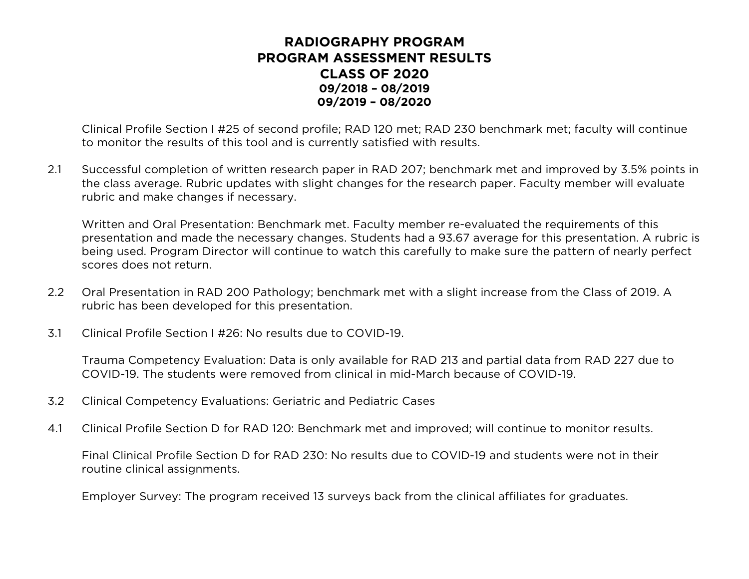# RADIOGRAPHY PROGRAM
# PROGRAM ASSESSMENT RESULTS
# CLASS OF 2020
### 09/2018 – 08/2019
### 09/2019 – 08/2020

Clinical Profile Section I #25 of second profile; RAD 120 met; RAD 230 benchmark met; faculty will continue to monitor the results of this tool and is currently satisfied with results.

2.1 Successful completion of written research paper in RAD 207; benchmark met and improved by 3.5% points in the class average. Rubric updates with slight changes for the research paper. Faculty member will evaluate rubric and make changes if necessary.

Written and Oral Presentation: Benchmark met. Faculty member re-evaluated the requirements of this presentation and made the necessary changes. Students had a 93.67 average for this presentation. A rubric is being used. Program Director will continue to watch this carefully to make sure the pattern of nearly perfect scores does not return.

2.2 Oral Presentation in RAD 200 Pathology; benchmark met with a slight increase from the Class of 2019. A rubric has been developed for this presentation.

3.1 Clinical Profile Section I #26: No results due to COVID-19.

Trauma Competency Evaluation: Data is only available for RAD 213 and partial data from RAD 227 due to COVID-19. The students were removed from clinical in mid-March because of COVID-19.

3.2 Clinical Competency Evaluations: Geriatric and Pediatric Cases

4.1 Clinical Profile Section D for RAD 120: Benchmark met and improved; will continue to monitor results.

Final Clinical Profile Section D for RAD 230: No results due to COVID-19 and students were not in their routine clinical assignments.

Employer Survey: The program received 13 surveys back from the clinical affiliates for graduates.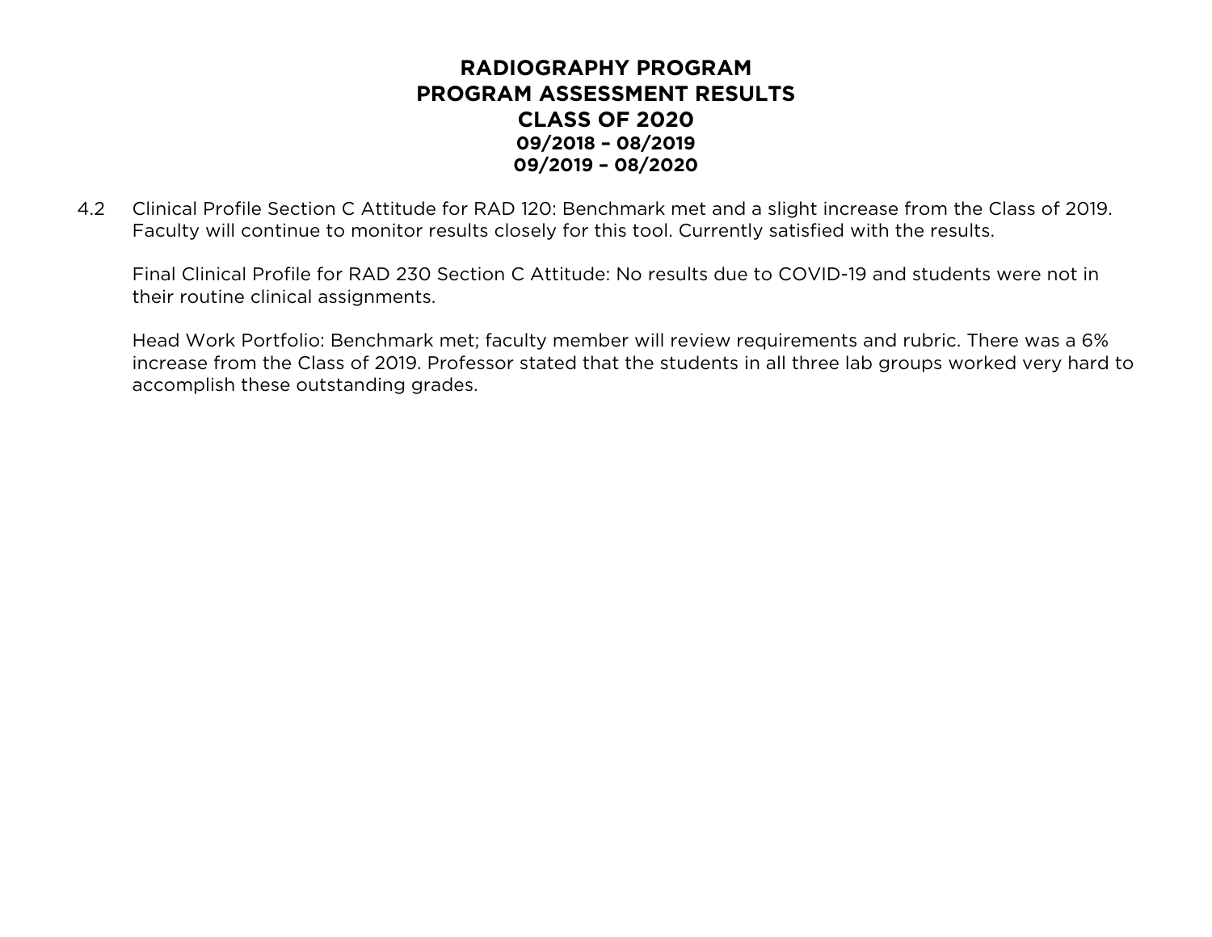# RADIOGRAPHY PROGRAM
# PROGRAM ASSESSMENT RESULTS
# CLASS OF 2020
### 09/2018 – 08/2019
### 09/2019 – 08/2020

4.2 Clinical Profile Section C Attitude for RAD 120: Benchmark met and a slight increase from the Class of 2019. Faculty will continue to monitor results closely for this tool. Currently satisfied with the results.

Final Clinical Profile for RAD 230 Section C Attitude: No results due to COVID-19 and students were not in their routine clinical assignments.

Head Work Portfolio: Benchmark met; faculty member will review requirements and rubric. There was a 6% increase from the Class of 2019. Professor stated that the students in all three lab groups worked very hard to accomplish these outstanding grades.